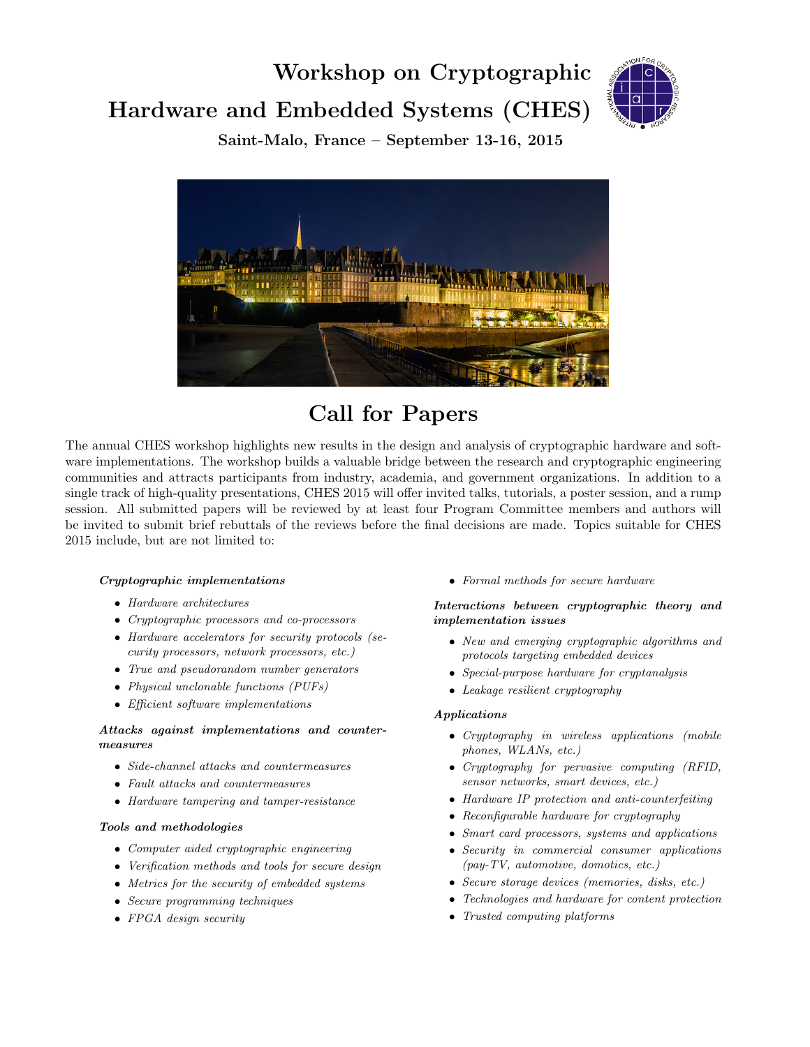# Workshop on Cryptographic Hardware and Embedded Systems (CHES)

**Saint-Malo, France – September 13-16, 2015**

## Call for Papers

The annual CHES workshop highlights new results in the design and analysis of cryptographic hardware and software implementations. The workshop builds a valuable bridge between the research and cryptographic engineering communities and attracts participants from industry, academia, and government organizations. In addition to a single track of high-quality presentations, CHES 2015 will offer invited talks, tutorials, a poster session, and a rump session. All submitted papers will be reviewed by at least four Program Committee members and authors will be invited to submit brief rebuttals of the reviews before the final decisions are made. Topics suitable for CHES 2015 include, but are not limited to:

***Cryptographic implementations***

- *Hardware architectures*
- *Cryptographic processors and co-processors*
- *Hardware accelerators for security protocols (security processors, network processors, etc.)*
- *True and pseudorandom number generators*
- *Physical unclonable functions (PUFs)*
- *Efficient software implementations*

***Attacks against implementations and countermeasures***

- *Side-channel attacks and countermeasures*
- *Fault attacks and countermeasures*
- *Hardware tampering and tamper-resistance*

***Tools and methodologies***

- *Computer aided cryptographic engineering*
- *Verification methods and tools for secure design*
- *Metrics for the security of embedded systems*
- *Secure programming techniques*
- *FPGA design security*
- *Formal methods for secure hardware*

***Interactions between cryptographic theory and implementation issues***

- *New and emerging cryptographic algorithms and protocols targeting embedded devices*
- *Special-purpose hardware for cryptanalysis*
- *Leakage resilient cryptography*

***Applications***

- *Cryptography in wireless applications (mobile phones, WLANs, etc.)*
- *Cryptography for pervasive computing (RFID, sensor networks, smart devices, etc.)*
- *Hardware IP protection and anti-counterfeiting*
- *Reconfigurable hardware for cryptography*
- *Smart card processors, systems and applications*
- *Security in commercial consumer applications (pay-TV, automotive, domotics, etc.)*
- *Secure storage devices (memories, disks, etc.)*
- *Technologies and hardware for content protection*
- *Trusted computing platforms*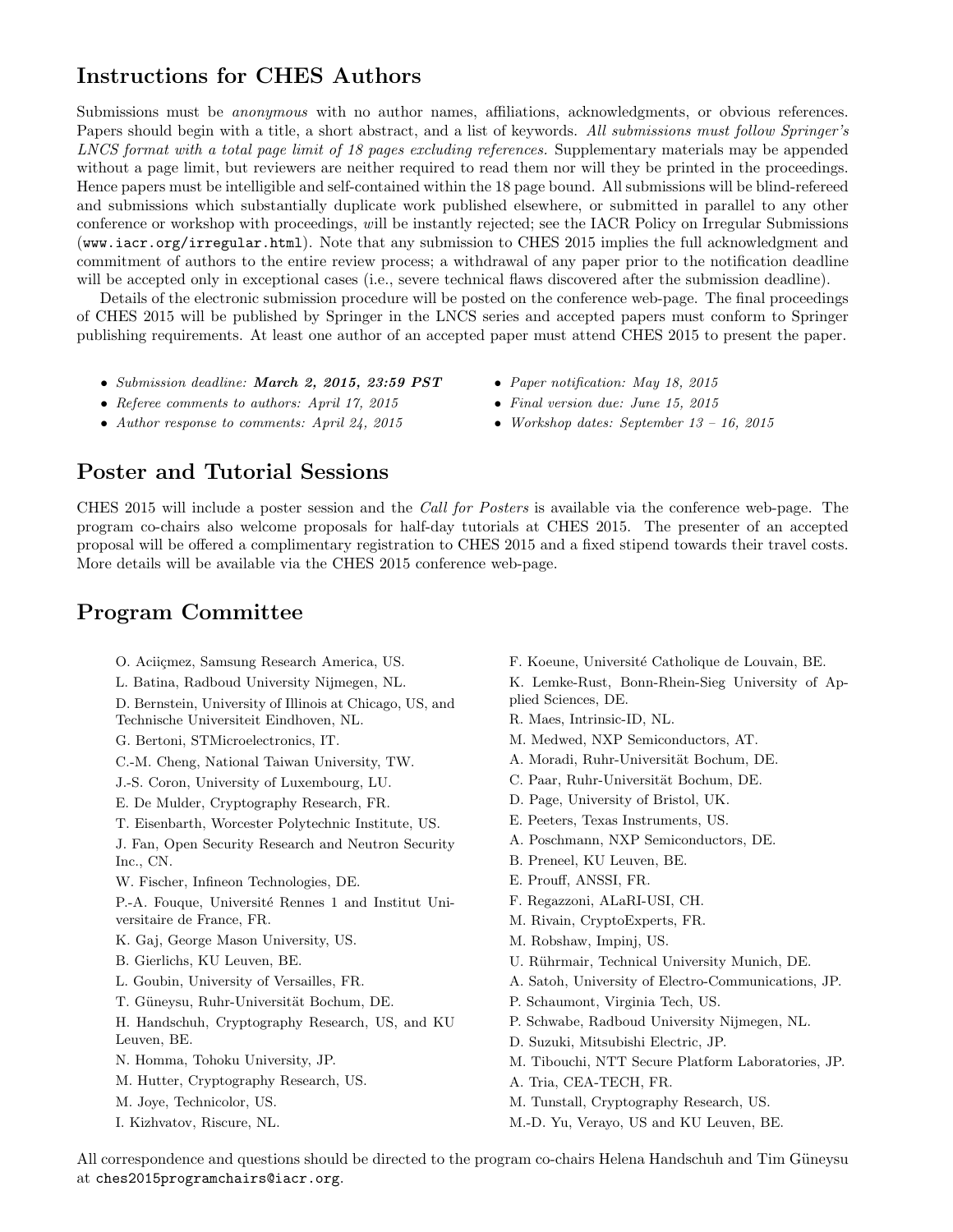## Instructions for CHES Authors

Submissions must be *anonymous* with no author names, affiliations, acknowledgments, or obvious references. Papers should begin with a title, a short abstract, and a list of keywords. *All submissions must follow Springer's LNCS format with a total page limit of 18 pages excluding references.* Supplementary materials may be appended without a page limit, but reviewers are neither required to read them nor will they be printed in the proceedings. Hence papers must be intelligible and self-contained within the 18 page bound. All submissions will be blind-refereed and submissions which substantially duplicate work published elsewhere, or submitted in parallel to any other conference or workshop with proceedings, *w*ill be instantly rejected; see the IACR Policy on Irregular Submissions (`www.iacr.org/irregular.html`). Note that any submission to CHES 2015 implies the full acknowledgment and commitment of authors to the entire review process; a withdrawal of any paper prior to the notification deadline will be accepted only in exceptional cases (i.e., severe technical flaws discovered after the submission deadline).

Details of the electronic submission procedure will be posted on the conference web-page. The final proceedings of CHES 2015 will be published by Springer in the LNCS series and accepted papers must conform to Springer publishing requirements. At least one author of an accepted paper must attend CHES 2015 to present the paper.

- *Submission deadline:* ***March 2, 2015, 23:59 PST***
- *Referee comments to authors: April 17, 2015*
- *Author response to comments: April 24, 2015*
- *Paper notification: May 18, 2015*
- *Final version due: June 15, 2015*
- *Workshop dates: September 13 – 16, 2015*

## Poster and Tutorial Sessions

CHES 2015 will include a poster session and the *Call for Posters* is available via the conference web-page. The program co-chairs also welcome proposals for half-day tutorials at CHES 2015. The presenter of an accepted proposal will be offered a complimentary registration to CHES 2015 and a fixed stipend towards their travel costs. More details will be available via the CHES 2015 conference web-page.

## Program Committee

O. Aciiçmez, Samsung Research America, US.
L. Batina, Radboud University Nijmegen, NL.
D. Bernstein, University of Illinois at Chicago, US, and Technische Universiteit Eindhoven, NL.
G. Bertoni, STMicroelectronics, IT.
C.-M. Cheng, National Taiwan University, TW.
J.-S. Coron, University of Luxembourg, LU.
E. De Mulder, Cryptography Research, FR.
T. Eisenbarth, Worcester Polytechnic Institute, US.
J. Fan, Open Security Research and Neutron Security Inc., CN.
W. Fischer, Infineon Technologies, DE.
P.-A. Fouque, Université Rennes 1 and Institut Universitaire de France, FR.
K. Gaj, George Mason University, US.
B. Gierlichs, KU Leuven, BE.
L. Goubin, University of Versailles, FR.
T. Güneysu, Ruhr-Universität Bochum, DE.
H. Handschuh, Cryptography Research, US, and KU Leuven, BE.
N. Homma, Tohoku University, JP.
M. Hutter, Cryptography Research, US.
M. Joye, Technicolor, US.
I. Kizhvatov, Riscure, NL.
F. Koeune, Université Catholique de Louvain, BE.
K. Lemke-Rust, Bonn-Rhein-Sieg University of Applied Sciences, DE.
R. Maes, Intrinsic-ID, NL.
M. Medwed, NXP Semiconductors, AT.
A. Moradi, Ruhr-Universität Bochum, DE.
C. Paar, Ruhr-Universität Bochum, DE.
D. Page, University of Bristol, UK.
E. Peeters, Texas Instruments, US.
A. Poschmann, NXP Semiconductors, DE.
B. Preneel, KU Leuven, BE.
E. Prouff, ANSSI, FR.
F. Regazzoni, ALaRI-USI, CH.
M. Rivain, CryptoExperts, FR.
M. Robshaw, Impinj, US.
U. Rührmair, Technical University Munich, DE.
A. Satoh, University of Electro-Communications, JP.
P. Schaumont, Virginia Tech, US.
P. Schwabe, Radboud University Nijmegen, NL.
D. Suzuki, Mitsubishi Electric, JP.
M. Tibouchi, NTT Secure Platform Laboratories, JP.
A. Tria, CEA-TECH, FR.
M. Tunstall, Cryptography Research, US.
M.-D. Yu, Verayo, US and KU Leuven, BE.

All correspondence and questions should be directed to the program co-chairs Helena Handschuh and Tim Güneysu at `ches2015programchairs@iacr.org`.